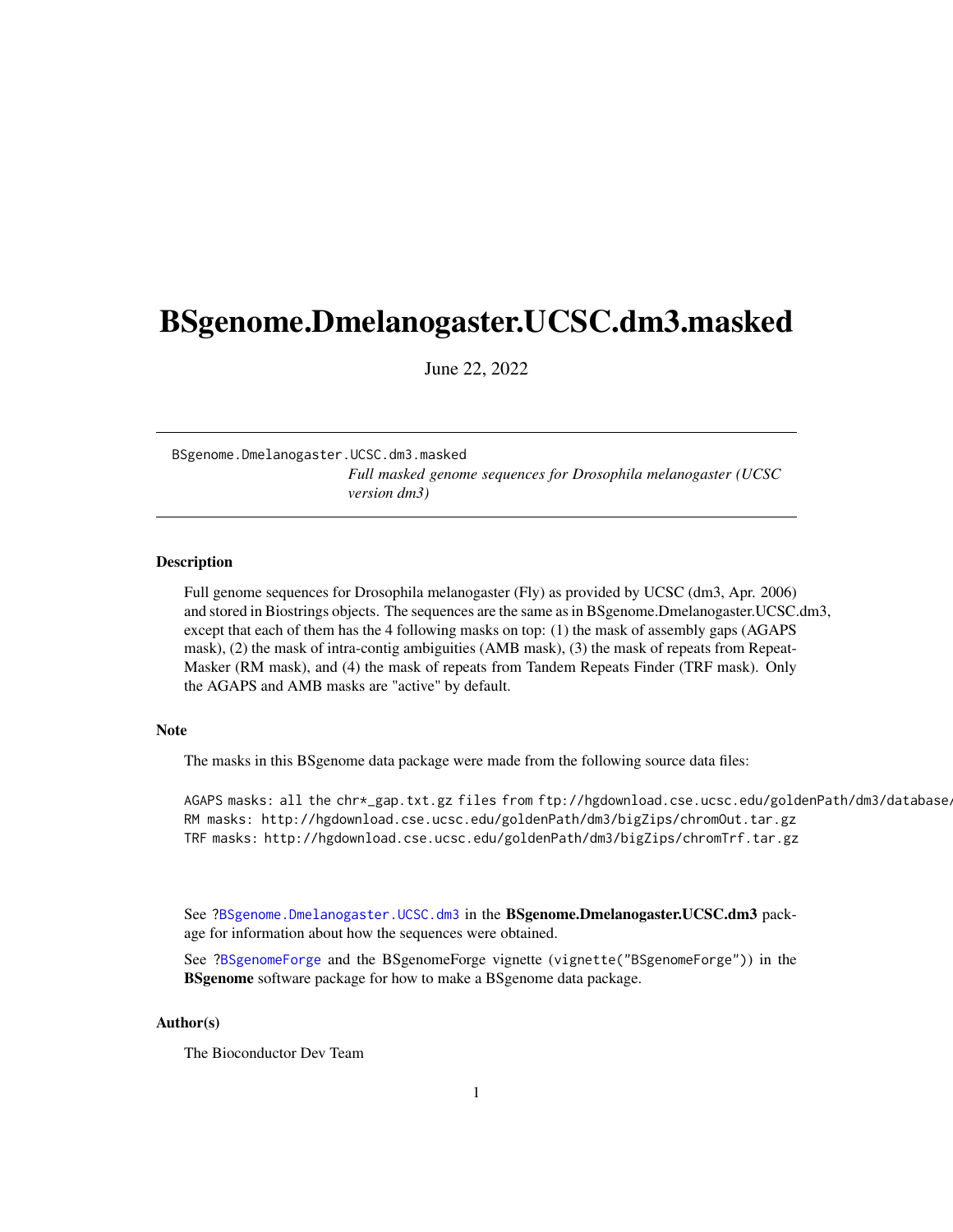# BSgenome.Dmelanogaster.UCSC.dm3.masked

June 22, 2022

BSgenome.Dmelanogaster.UCSC.dm3.masked
*Full masked genome sequences for Drosophila melanogaster (UCSC version dm3)*

## Description

Full genome sequences for Drosophila melanogaster (Fly) as provided by UCSC (dm3, Apr. 2006) and stored in Biostrings objects. The sequences are the same as in BSgenome.Dmelanogaster.UCSC.dm3, except that each of them has the 4 following masks on top: (1) the mask of assembly gaps (AGAPS mask), (2) the mask of intra-contig ambiguities (AMB mask), (3) the mask of repeats from RepeatMasker (RM mask), and (4) the mask of repeats from Tandem Repeats Finder (TRF mask). Only the AGAPS and AMB masks are "active" by default.

## Note

The masks in this BSgenome data package were made from the following source data files:

```
AGAPS masks: all the chr*_gap.txt.gz files from ftp://hgdownload.cse.ucsc.edu/goldenPath/dm3/database/
RM masks: http://hgdownload.cse.ucsc.edu/goldenPath/dm3/bigZips/chromOut.tar.gz
TRF masks: http://hgdownload.cse.ucsc.edu/goldenPath/dm3/bigZips/chromTrf.tar.gz
```

See `?BSgenome.Dmelanogaster.UCSC.dm3` in the **BSgenome.Dmelanogaster.UCSC.dm3** package for information about how the sequences were obtained.

See `?BSgenomeForge` and the BSgenomeForge vignette (`vignette("BSgenomeForge")`) in the **BSgenome** software package for how to make a BSgenome data package.

## Author(s)

The Bioconductor Dev Team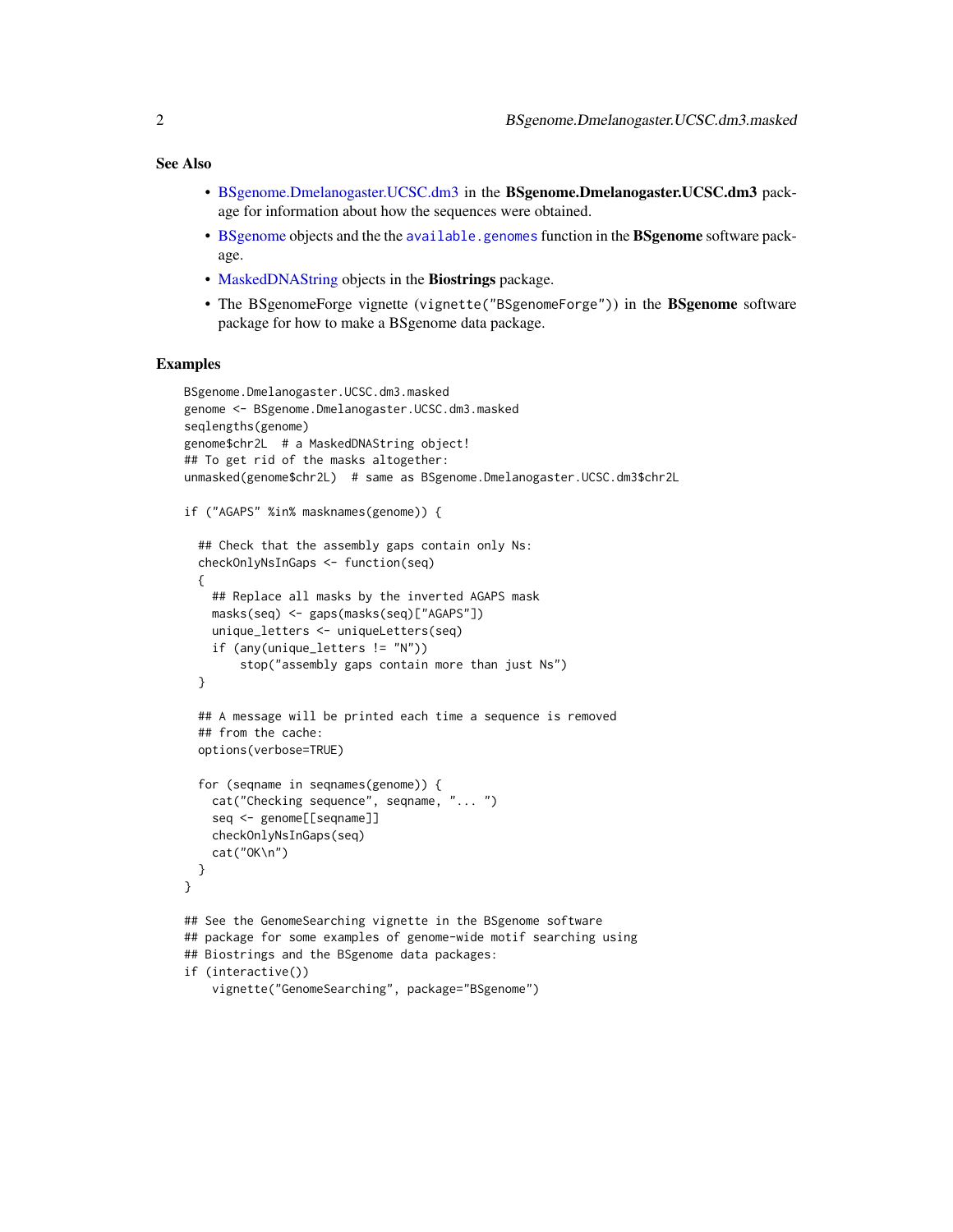### See Also

- BSgenome.Dmelanogaster.UCSC.dm3 in the **BSgenome.Dmelanogaster.UCSC.dm3** package for information about how the sequences were obtained.
- BSgenome objects and the the `available.genomes` function in the **BSgenome** software package.
- MaskedDNAString objects in the **Biostrings** package.
- The BSgenomeForge vignette (`vignette("BSgenomeForge")`) in the **BSgenome** software package for how to make a BSgenome data package.

### Examples

```
BSgenome.Dmelanogaster.UCSC.dm3.masked
genome <- BSgenome.Dmelanogaster.UCSC.dm3.masked
seqlengths(genome)
genome$chr2L  # a MaskedDNAString object!
## To get rid of the masks altogether:
unmasked(genome$chr2L)  # same as BSgenome.Dmelanogaster.UCSC.dm3$chr2L

if ("AGAPS" %in% masknames(genome)) {

  ## Check that the assembly gaps contain only Ns:
  checkOnlyNsInGaps <- function(seq)
  {
    ## Replace all masks by the inverted AGAPS mask
    masks(seq) <- gaps(masks(seq)["AGAPS"])
    unique_letters <- uniqueLetters(seq)
    if (any(unique_letters != "N"))
        stop("assembly gaps contain more than just Ns")
  }

  ## A message will be printed each time a sequence is removed
  ## from the cache:
  options(verbose=TRUE)

  for (seqname in seqnames(genome)) {
    cat("Checking sequence", seqname, "... ")
    seq <- genome[[seqname]]
    checkOnlyNsInGaps(seq)
    cat("OK\n")
  }
}

## See the GenomeSearching vignette in the BSgenome software
## package for some examples of genome-wide motif searching using
## Biostrings and the BSgenome data packages:
if (interactive())
    vignette("GenomeSearching", package="BSgenome")
```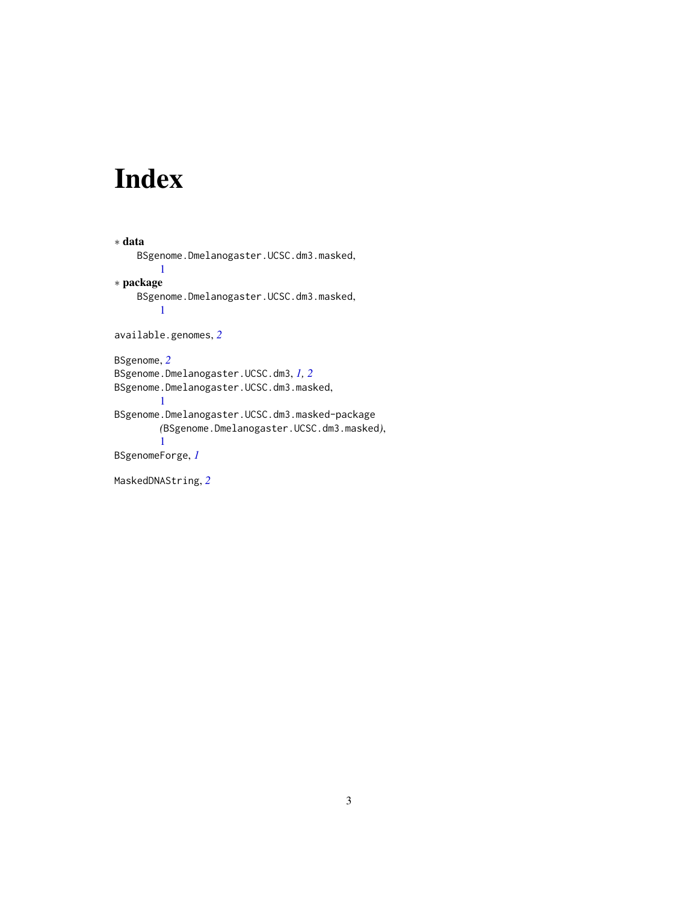# Index

∗ **data**
    BSgenome.Dmelanogaster.UCSC.dm3.masked, 1

∗ **package**
    BSgenome.Dmelanogaster.UCSC.dm3.masked, 1

available.genomes, *2*

BSgenome, *2*
BSgenome.Dmelanogaster.UCSC.dm3, *1, 2*
BSgenome.Dmelanogaster.UCSC.dm3.masked, 1
BSgenome.Dmelanogaster.UCSC.dm3.masked-package (BSgenome.Dmelanogaster.UCSC.dm3.masked), 1
BSgenomeForge, *1*

MaskedDNAString, *2*